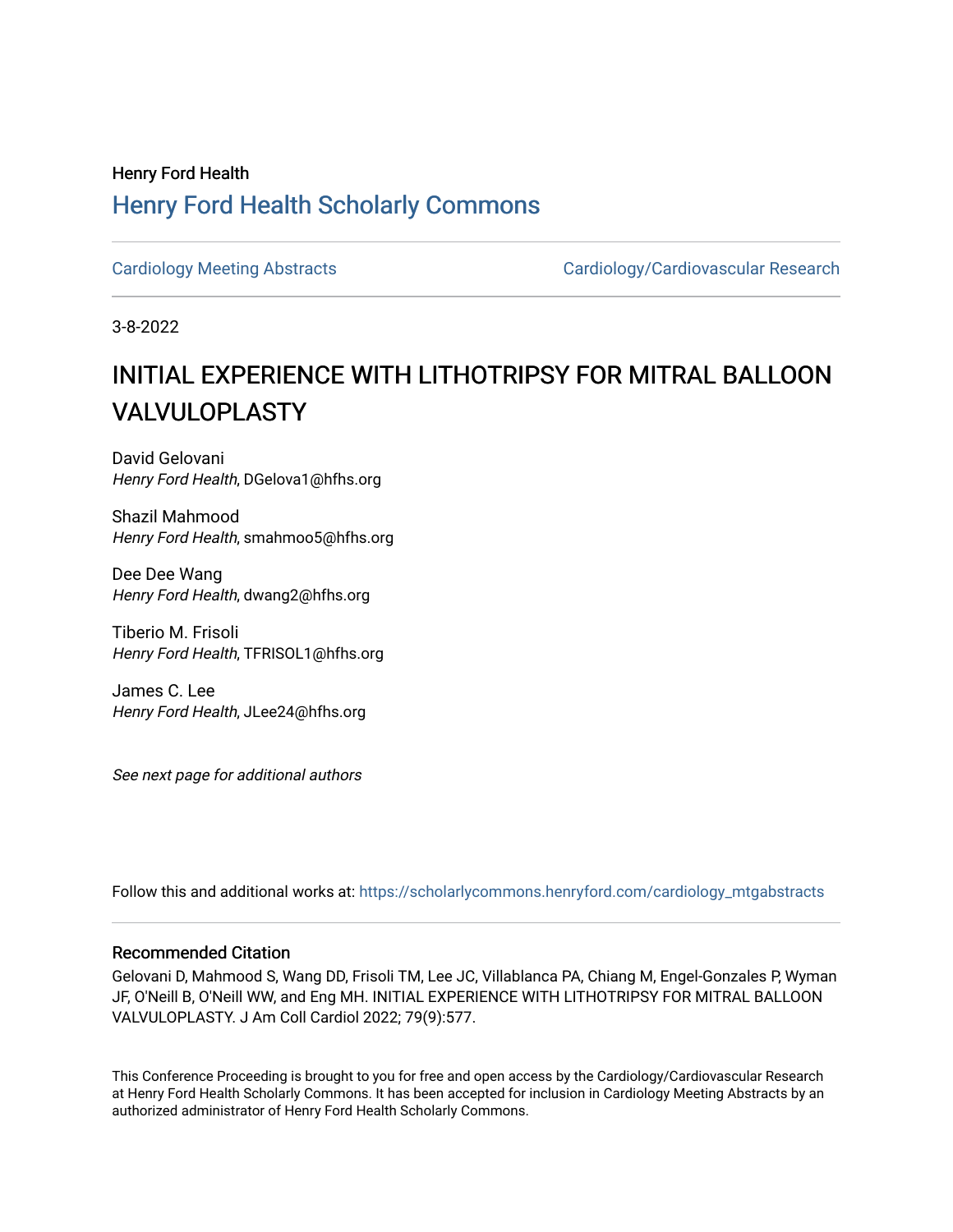Henry Ford Health

# Henry Ford Health Scholarly Commons

Cardiology Meeting Abstracts | Cardiology/Cardiovascular Research

3-8-2022

# INITIAL EXPERIENCE WITH LITHOTRIPSY FOR MITRAL BALLOON VALVULOPLASTY

David Gelovani
*Henry Ford Health*, DGelova1@hfhs.org

Shazil Mahmood
*Henry Ford Health*, smahmoo5@hfhs.org

Dee Dee Wang
*Henry Ford Health*, dwang2@hfhs.org

Tiberio M. Frisoli
*Henry Ford Health*, TFRISOL1@hfhs.org

James C. Lee
*Henry Ford Health*, JLee24@hfhs.org

*See next page for additional authors*

Follow this and additional works at: https://scholarlycommons.henryford.com/cardiology_mtgabstracts

## Recommended Citation

Gelovani D, Mahmood S, Wang DD, Frisoli TM, Lee JC, Villablanca PA, Chiang M, Engel-Gonzales P, Wyman JF, O'Neill B, O'Neill WW, and Eng MH. INITIAL EXPERIENCE WITH LITHOTRIPSY FOR MITRAL BALLOON VALVULOPLASTY. J Am Coll Cardiol 2022; 79(9):577.

This Conference Proceeding is brought to you for free and open access by the Cardiology/Cardiovascular Research at Henry Ford Health Scholarly Commons. It has been accepted for inclusion in Cardiology Meeting Abstracts by an authorized administrator of Henry Ford Health Scholarly Commons.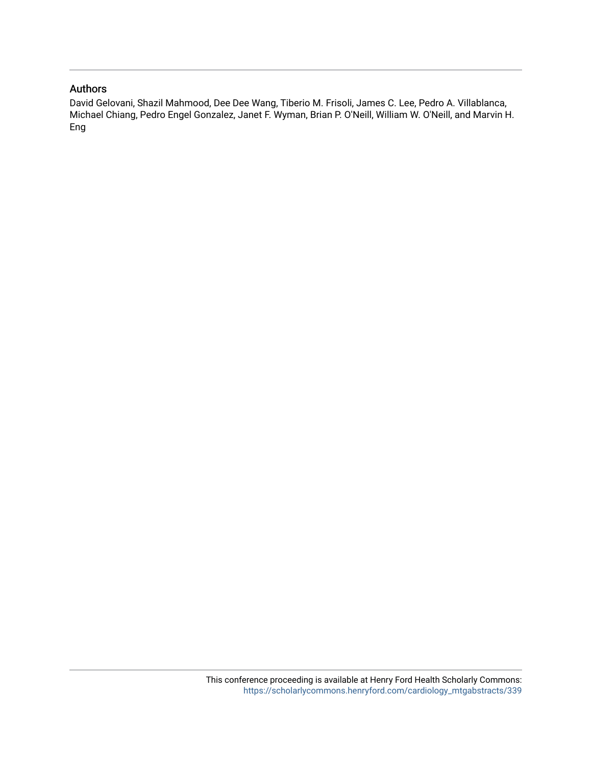## Authors

David Gelovani, Shazil Mahmood, Dee Dee Wang, Tiberio M. Frisoli, James C. Lee, Pedro A. Villablanca, Michael Chiang, Pedro Engel Gonzalez, Janet F. Wyman, Brian P. O'Neill, William W. O'Neill, and Marvin H. Eng

This conference proceeding is available at Henry Ford Health Scholarly Commons: https://scholarlycommons.henryford.com/cardiology_mtgabstracts/339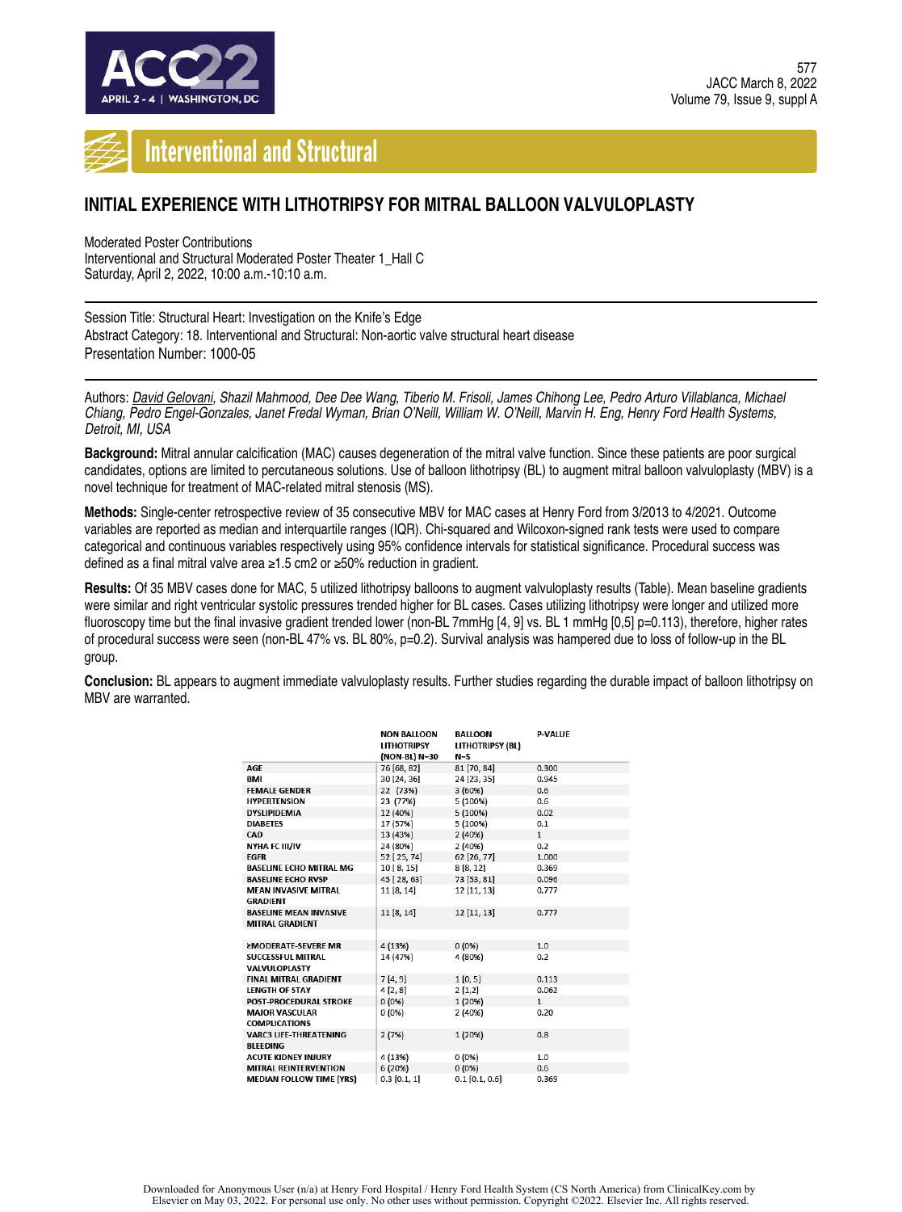## Interventional and Structural

# INITIAL EXPERIENCE WITH LITHOTRIPSY FOR MITRAL BALLOON VALVULOPLASTY

Moderated Poster Contributions
Interventional and Structural Moderated Poster Theater 1_Hall C
Saturday, April 2, 2022, 10:00 a.m.-10:10 a.m.

Session Title: Structural Heart: Investigation on the Knife's Edge
Abstract Category: 18. Interventional and Structural: Non-aortic valve structural heart disease
Presentation Number: 1000-05

Authors: *David Gelovani, Shazil Mahmood, Dee Dee Wang, Tiberio M. Frisoli, James Chihong Lee, Pedro Arturo Villablanca, Michael Chiang, Pedro Engel-Gonzales, Janet Fredal Wyman, Brian O'Neill, William W. O'Neill, Marvin H. Eng, Henry Ford Health Systems, Detroit, MI, USA*

**Background:** Mitral annular calcification (MAC) causes degeneration of the mitral valve function. Since these patients are poor surgical candidates, options are limited to percutaneous solutions. Use of balloon lithotripsy (BL) to augment mitral balloon valvuloplasty (MBV) is a novel technique for treatment of MAC-related mitral stenosis (MS).

**Methods:** Single-center retrospective review of 35 consecutive MBV for MAC cases at Henry Ford from 3/2013 to 4/2021. Outcome variables are reported as median and interquartile ranges (IQR). Chi-squared and Wilcoxon-signed rank tests were used to compare categorical and continuous variables respectively using 95% confidence intervals for statistical significance. Procedural success was defined as a final mitral valve area ≥1.5 cm2 or ≥50% reduction in gradient.

**Results:** Of 35 MBV cases done for MAC, 5 utilized lithotripsy balloons to augment valvuloplasty results (Table). Mean baseline gradients were similar and right ventricular systolic pressures trended higher for BL cases. Cases utilizing lithotripsy were longer and utilized more fluoroscopy time but the final invasive gradient trended lower (non-BL 7mmHg [4, 9] vs. BL 1 mmHg [0,5] p=0.113), therefore, higher rates of procedural success were seen (non-BL 47% vs. BL 80%, p=0.2). Survival analysis was hampered due to loss of follow-up in the BL group.

**Conclusion:** BL appears to augment immediate valvuloplasty results. Further studies regarding the durable impact of balloon lithotripsy on MBV are warranted.

| | NON BALLOON LITHOTRIPSY (NON-BL) N=30 | BALLOON LITHOTRIPSY (BL) N=5 | P-VALUE |
|---|---|---|---|
| AGE | 76 [68, 82] | 81 [70, 84] | 0.300 |
| BMI | 30 [24, 36] | 24 [23, 35] | 0.945 |
| FEMALE GENDER | 22 (73%) | 3 (60%) | 0.6 |
| HYPERTENSION | 23 (77%) | 5 (100%) | 0.6 |
| DYSLIPIDEMIA | 12 (40%) | 5 (100%) | 0.02 |
| DIABETES | 17 (57%) | 5 (100%) | 0.1 |
| CAD | 13 (43%) | 2 (40%) | 1 |
| NYHA FC III/IV | 24 (80%) | 2 (40%) | 0.2 |
| EGFR | 52 [25, 74] | 62 [26, 77] | 1.000 |
| BASELINE ECHO MITRAL MG | 10 [8, 15] | 8 [8, 12] | 0.369 |
| BASELINE ECHO RVSP | 45 [28, 63] | 73 [53, 81] | 0.096 |
| MEAN INVASIVE MITRAL GRADIENT | 11 [8, 14] | 12 [11, 13] | 0.777 |
| BASELINE MEAN INVASIVE MITRAL GRADIENT | 11 [8, 14] | 12 [11, 13] | 0.777 |
| ≥MODERATE-SEVERE MR | 4 (13%) | 0 (0%) | 1.0 |
| SUCCESSFUL MITRAL VALVULOPLASTY | 14 (47%) | 4 (80%) | 0.2 |
| FINAL MITRAL GRADIENT | 7 [4, 9] | 1 [0, 5] | 0.113 |
| LENGTH OF STAY | 4 [2, 8] | 2 [1,2] | 0.062 |
| POST-PROCEDURAL STROKE | 0 (0%) | 1 (20%) | 1 |
| MAJOR VASCULAR COMPLICATIONS | 0 (0%) | 2 (40%) | 0.20 |
| VARC3 LIFE-THREATENING BLEEDING | 2 (7%) | 1 (20%) | 0.8 |
| ACUTE KIDNEY INJURY | 4 (13%) | 0 (0%) | 1.0 |
| MITRAL REINTERVENTION | 6 (20%) | 0 (0%) | 0.6 |
| MEDIAN FOLLOW TIME (YRS) | 0.3 [0.1, 1] | 0.1 [0.1, 0.6] | 0.369 |